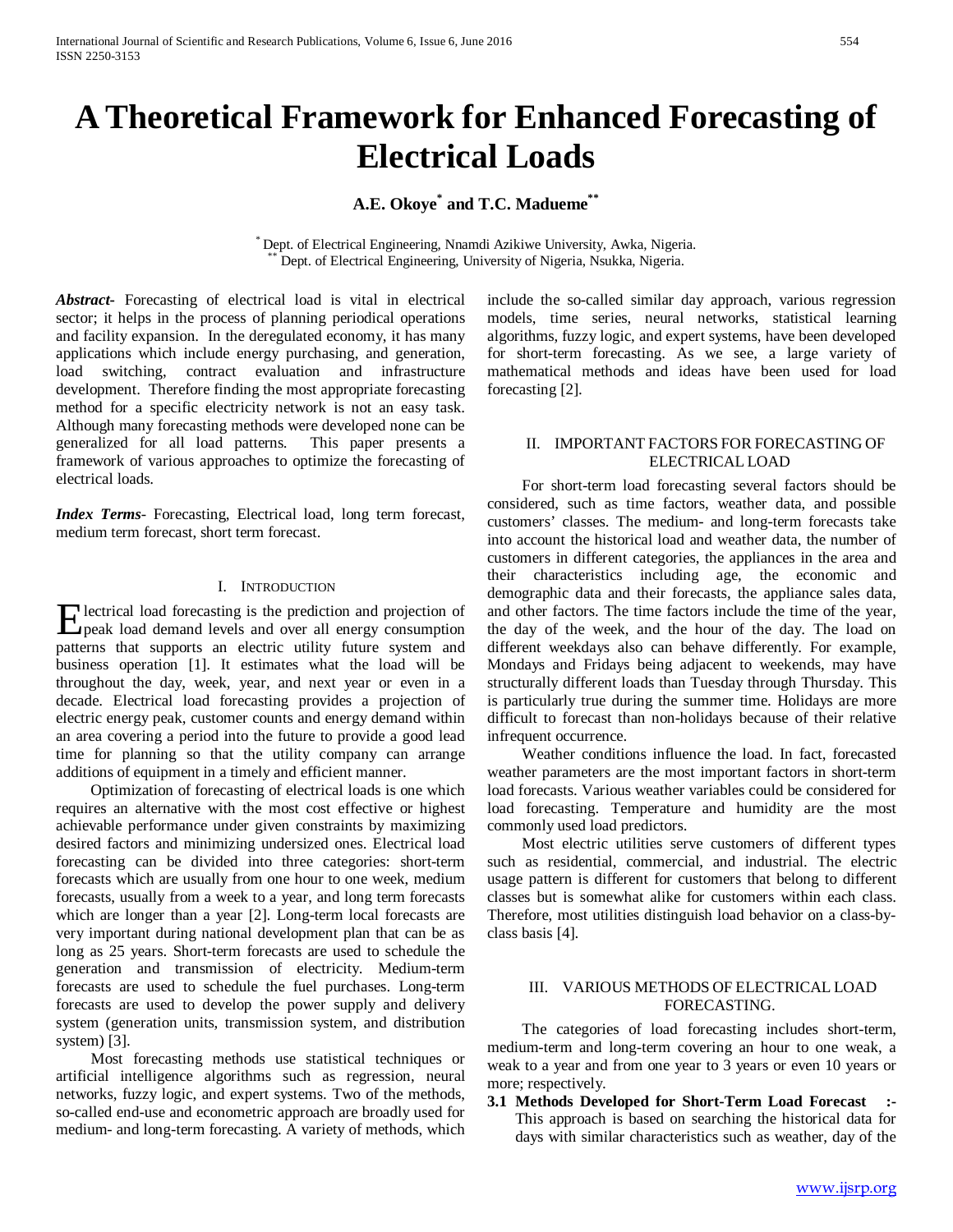# A Theoretical Framework for Enhanced Forecasting of Electrical Loads

**A.E. Okoye[*] and T.C. Madueme[**]**

[*] Dept. of Electrical Engineering, Nnamdi Azikiwe University, Awka, Nigeria.
[**] Dept. of Electrical Engineering, University of Nigeria, Nsukka, Nigeria.

***Abstract*-** Forecasting of electrical load is vital in electrical sector; it helps in the process of planning periodical operations and facility expansion. In the deregulated economy, it has many applications which include energy purchasing, and generation, load switching, contract evaluation and infrastructure development. Therefore finding the most appropriate forecasting method for a specific electricity network is not an easy task. Although many forecasting methods were developed none can be generalized for all load patterns. This paper presents a framework of various approaches to optimize the forecasting of electrical loads.

***Index Terms*-** Forecasting, Electrical load, long term forecast, medium term forecast, short term forecast.

## I. Introduction

Electrical load forecasting is the prediction and projection of peak load demand levels and over all energy consumption patterns that supports an electric utility future system and business operation [1]. It estimates what the load will be throughout the day, week, year, and next year or even in a decade. Electrical load forecasting provides a projection of electric energy peak, customer counts and energy demand within an area covering a period into the future to provide a good lead time for planning so that the utility company can arrange additions of equipment in a timely and efficient manner.

Optimization of forecasting of electrical loads is one which requires an alternative with the most cost effective or highest achievable performance under given constraints by maximizing desired factors and minimizing undersized ones. Electrical load forecasting can be divided into three categories: short-term forecasts which are usually from one hour to one week, medium forecasts, usually from a week to a year, and long term forecasts which are longer than a year [2]. Long-term local forecasts are very important during national development plan that can be as long as 25 years. Short-term forecasts are used to schedule the generation and transmission of electricity. Medium-term forecasts are used to schedule the fuel purchases. Long-term forecasts are used to develop the power supply and delivery system (generation units, transmission system, and distribution system) [3].

Most forecasting methods use statistical techniques or artificial intelligence algorithms such as regression, neural networks, fuzzy logic, and expert systems. Two of the methods, so-called end-use and econometric approach are broadly used for medium- and long-term forecasting. A variety of methods, which include the so-called similar day approach, various regression models, time series, neural networks, statistical learning algorithms, fuzzy logic, and expert systems, have been developed for short-term forecasting. As we see, a large variety of mathematical methods and ideas have been used for load forecasting [2].

## II. Important Factors for Forecasting of Electrical Load

For short-term load forecasting several factors should be considered, such as time factors, weather data, and possible customers' classes. The medium- and long-term forecasts take into account the historical load and weather data, the number of customers in different categories, the appliances in the area and their characteristics including age, the economic and demographic data and their forecasts, the appliance sales data, and other factors. The time factors include the time of the year, the day of the week, and the hour of the day. The load on different weekdays also can behave differently. For example, Mondays and Fridays being adjacent to weekends, may have structurally different loads than Tuesday through Thursday. This is particularly true during the summer time. Holidays are more difficult to forecast than non-holidays because of their relative infrequent occurrence.

Weather conditions influence the load. In fact, forecasted weather parameters are the most important factors in short-term load forecasts. Various weather variables could be considered for load forecasting. Temperature and humidity are the most commonly used load predictors.

Most electric utilities serve customers of different types such as residential, commercial, and industrial. The electric usage pattern is different for customers that belong to different classes but is somewhat alike for customers within each class. Therefore, most utilities distinguish load behavior on a class-by-class basis [4].

## III. Various Methods of Electrical Load Forecasting.

The categories of load forecasting includes short-term, medium-term and long-term covering an hour to one weak, a weak to a year and from one year to 3 years or even 10 years or more; respectively.

**3.1 Methods Developed for Short-Term Load Forecast :-** This approach is based on searching the historical data for days with similar characteristics such as weather, day of the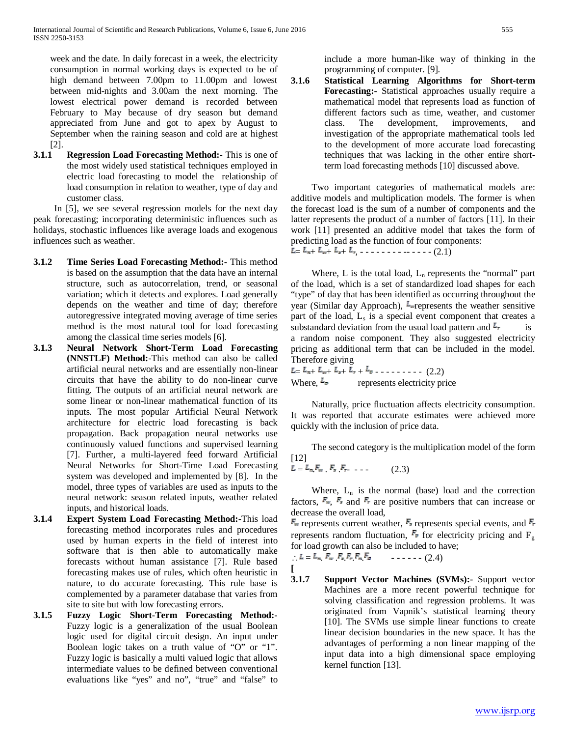week and the date. In daily forecast in a week, the electricity consumption in normal working days is expected to be of high demand between 7.00pm to 11.00pm and lowest between mid-nights and 3.00am the next morning. The lowest electrical power demand is recorded between February to May because of dry season but demand appreciated from June and got to apex by August to September when the raining season and cold are at highest [2].

**3.1.1 Regression Load Forecasting Method:-** This is one of the most widely used statistical techniques employed in electric load forecasting to model the relationship of load consumption in relation to weather, type of day and customer class.

In [5], we see several regression models for the next day peak forecasting; incorporating deterministic influences such as holidays, stochastic influences like average loads and exogenous influences such as weather.

**3.1.2 Time Series Load Forecasting Method:-** This method is based on the assumption that the data have an internal structure, such as autocorrelation, trend, or seasonal variation; which it detects and explores. Load generally depends on the weather and time of day; therefore autoregressive integrated moving average of time series method is the most natural tool for load forecasting among the classical time series models [6].

**3.1.3 Neural Network Short-Term Load Forecasting (NNSTLF) Method:-**This method can also be called artificial neural networks and are essentially non-linear circuits that have the ability to do non-linear curve fitting. The outputs of an artificial neural network are some linear or non-linear mathematical function of its inputs. The most popular Artificial Neural Network architecture for electric load forecasting is back propagation. Back propagation neural networks use continuously valued functions and supervised learning [7]. Further, a multi-layered feed forward Artificial Neural Networks for Short-Time Load Forecasting system was developed and implemented by [8]. In the model, three types of variables are used as inputs to the neural network: season related inputs, weather related inputs, and historical loads.

**3.1.4 Expert System Load Forecasting Method:-**This load forecasting method incorporates rules and procedures used by human experts in the field of interest into software that is then able to automatically make forecasts without human assistance [7]. Rule based forecasting makes use of rules, which often heuristic in nature, to do accurate forecasting. This rule base is complemented by a parameter database that varies from site to site but with low forecasting errors.

**3.1.5 Fuzzy Logic Short-Term Forecasting Method:-** Fuzzy logic is a generalization of the usual Boolean logic used for digital circuit design. An input under Boolean logic takes on a truth value of "O" or "1". Fuzzy logic is basically a multi valued logic that allows intermediate values to be defined between conventional evaluations like "yes" and no", "true" and "false" to include a more human-like way of thinking in the programming of computer. [9].

**3.1.6 Statistical Learning Algorithms for Short-term Forecasting:-** Statistical approaches usually require a mathematical model that represents load as function of different factors such as time, weather, and customer class. The development, improvements, and investigation of the appropriate mathematical tools led to the development of more accurate load forecasting techniques that was lacking in the other entire short-term load forecasting methods [10] discussed above.

Two important categories of mathematical models are: additive models and multiplication models. The former is when the forecast load is the sum of a number of components and the latter represents the product of a number of factors [11]. In their work [11] presented an additive model that takes the form of predicting load as the function of four components:

$$L = L_n + L_w + L_s + L_r, \quad (2.1)$$

Where, L is the total load, $L_n$ represents the "normal" part of the load, which is a set of standardized load shapes for each "type" of day that has been identified as occurring throughout the year (Similar day Approach), $L_w$ represents the weather sensitive part of the load, $L_s$ is a special event component that creates a substandard deviation from the usual load pattern and $L_r$ is a random noise component. They also suggested electricity pricing as additional term that can be included in the model. Therefore giving

$$L = L_n + L_w + L_s + L_r + L_p \quad (2.2)$$

Where, $L_p$ represents electricity price

Naturally, price fluctuation affects electricity consumption. It was reported that accurate estimates were achieved more quickly with the inclusion of price data.

The second category is the multiplication model of the form [12]

$$L = L_n . F_w . F_s . F_r \quad (2.3)$$

Where, $L_n$ is the normal (base) load and the correction factors, $F_w$, $F_s$ and $F_r$ are positive numbers that can increase or decrease the overall load,

$F_w$ represents current weather, $F_s$ represents special events, and $F_r$ represents random fluctuation, $F_p$ for electricity pricing and $F_g$ for load growth can also be included to have;

$$\therefore L = L_n . F_w . F_s . F_r . F_p . F_g \quad (2.4)$$

[

**3.1.7 Support Vector Machines (SVMs):-** Support vector Machines are a more recent powerful technique for solving classification and regression problems. It was originated from Vapnik's statistical learning theory [10]. The SVMs use simple linear functions to create linear decision boundaries in the new space. It has the advantages of performing a non linear mapping of the input data into a high dimensional space employing kernel function [13].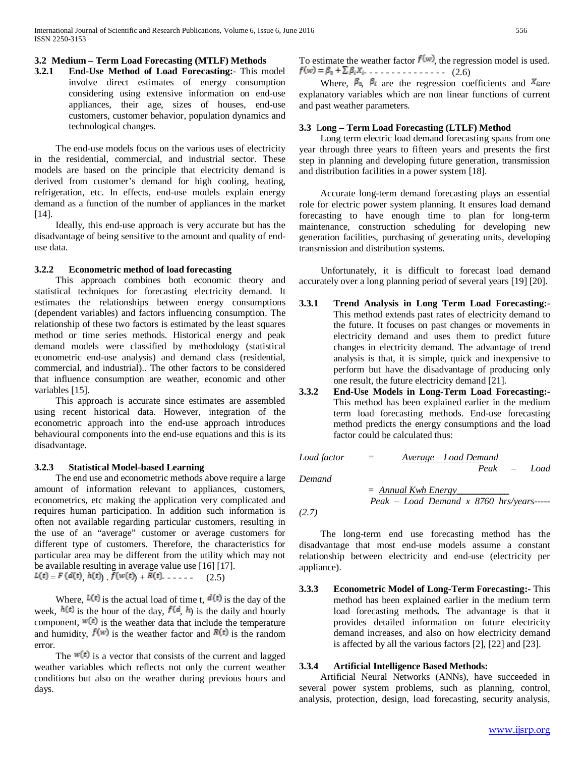### 3.2 Medium – Term Load Forecasting (MTLF) Methods

**3.2.1 End-Use Method of Load Forecasting:-** This model involve direct estimates of energy consumption considering using extensive information on end-use appliances, their age, sizes of houses, end-use customers, customer behavior, population dynamics and technological changes.

The end-use models focus on the various uses of electricity in the residential, commercial, and industrial sector. These models are based on the principle that electricity demand is derived from customer's demand for high cooling, heating, refrigeration, etc. In effects, end-use models explain energy demand as a function of the number of appliances in the market [14].

Ideally, this end-use approach is very accurate but has the disadvantage of being sensitive to the amount and quality of end-use data.

#### 3.2.2 Econometric method of load forecasting

This approach combines both economic theory and statistical techniques for forecasting electricity demand. It estimates the relationships between energy consumptions (dependent variables) and factors influencing consumption. The relationship of these two factors is estimated by the least squares method or time series methods. Historical energy and peak demand models were classified by methodology (statistical econometric end-use analysis) and demand class (residential, commercial, and industrial).. The other factors to be considered that influence consumption are weather, economic and other variables [15].

This approach is accurate since estimates are assembled using recent historical data. However, integration of the econometric approach into the end-use approach introduces behavioural components into the end-use equations and this is its disadvantage.

#### 3.2.3 Statistical Model-based Learning

The end use and econometric methods above require a large amount of information relevant to appliances, customers, econometrics, etc making the application very complicated and requires human participation. In addition such information is often not available regarding particular customers, resulting in the use of an "average" customer or average customers for different type of customers. Therefore, the characteristics for particular area may be different from the utility which may not be available resulting in average value use [16] [17].

$$L(t) = F(d(t), h(t)) \cdot f(w(t)) + R(t) \quad (2.5)$$

Where, $L(t)$ is the actual load of time t, $d(t)$ is the day of the week, $h(t)$ is the hour of the day, $f(d, h)$ is the daily and hourly component, $w(t)$ is the weather data that include the temperature and humidity, $f(w)$ is the weather factor and $R(t)$ is the random error.

The $w(t)$ is a vector that consists of the current and lagged weather variables which reflects not only the current weather conditions but also on the weather during previous hours and days.

To estimate the weather factor $f(w)$, the regression model is used.

$$f(w) = \beta_o + \sum \beta_i X_i \quad (2.6)$$

Where, $\beta_o$, $\beta_i$ are the regression coefficients and $X_i$ are explanatory variables which are non linear functions of current and past weather parameters.

### 3.3 Long – Term Load Forecasting (LTLF) Method

Long term electric load demand forecasting spans from one year through three years to fifteen years and presents the first step in planning and developing future generation, transmission and distribution facilities in a power system [18].

Accurate long-term demand forecasting plays an essential role for electric power system planning. It ensures load demand forecasting to have enough time to plan for long-term maintenance, construction scheduling for developing new generation facilities, purchasing of generating units, developing transmission and distribution systems.

Unfortunately, it is difficult to forecast load demand accurately over a long planning period of several years [19] [20].

**3.3.1 Trend Analysis in Long Term Load Forecasting:-** This method extends past rates of electricity demand to the future. It focuses on past changes or movements in electricity demand and uses them to predict future changes in electricity demand. The advantage of trend analysis is that, it is simple, quick and inexpensive to perform but have the disadvantage of producing only one result, the future electricity demand [21].

**3.3.2 End-Use Models in Long-Term Load Forecasting:-** This method has been explained earlier in the medium term load forecasting methods. End-use forecasting method predicts the energy consumptions and the load factor could be calculated thus:

$$\text{Load factor} = \frac{\text{Average – Load Demand}}{\text{Peak – Load Demand}} = \frac{\text{Annual Kwh Energy}}{\text{Peak – Load Demand} \times 8760 \text{ hrs/years}} \quad (2.7)$$

The long-term end use forecasting method has the disadvantage that most end-use models assume a constant relationship between electricity and end-use (electricity per appliance).

**3.3.3 Econometric Model of Long-Term Forecasting:-** This method has been explained earlier in the medium term load forecasting methods**.** The advantage is that it provides detailed information on future electricity demand increases, and also on how electricity demand is affected by all the various factors [2], [22] and [23].

**3.3.4 Artificial Intelligence Based Methods:**

Artificial Neural Networks (ANNs), have succeeded in several power system problems, such as planning, control, analysis, protection, design, load forecasting, security analysis,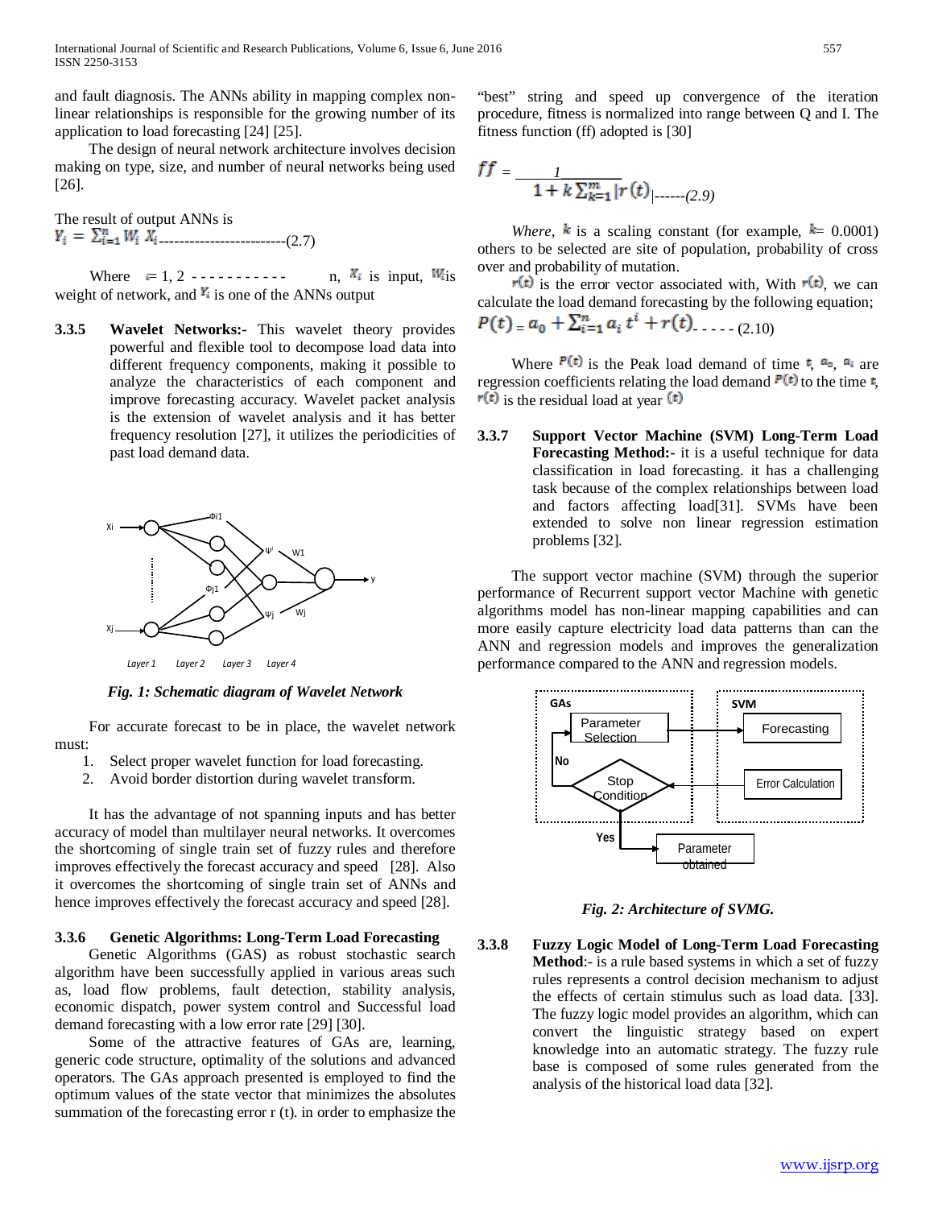and fault diagnosis. The ANNs ability in mapping complex non-linear relationships is responsible for the growing number of its application to load forecasting [24] [25].

The design of neural network architecture involves decision making on type, size, and number of neural networks being used [26].

The result of output ANNs is

$$Y_i = \sum_{i=1}^{n} W_i X_i \quad \text{------------------------(2.7)}$$

Where $i = 1, 2$ ----------- n, $X_i$ is input, $W_i$ is weight of network, and $Y_i$ is one of the ANNs output

**3.3.5 Wavelet Networks:-** This wavelet theory provides powerful and flexible tool to decompose load data into different frequency components, making it possible to analyze the characteristics of each component and improve forecasting accuracy. Wavelet packet analysis is the extension of wavelet analysis and it has better frequency resolution [27], it utilizes the periodicities of past load demand data.

*Fig. 1: Schematic diagram of Wavelet Network*

For accurate forecast to be in place, the wavelet network must:

1. Select proper wavelet function for load forecasting.
2. Avoid border distortion during wavelet transform.

It has the advantage of not spanning inputs and has better accuracy of model than multilayer neural networks. It overcomes the shortcoming of single train set of fuzzy rules and therefore improves effectively the forecast accuracy and speed [28]. Also it overcomes the shortcoming of single train set of ANNs and hence improves effectively the forecast accuracy and speed [28].

### 3.3.6 Genetic Algorithms: Long-Term Load Forecasting

Genetic Algorithms (GAS) as robust stochastic search algorithm have been successfully applied in various areas such as, load flow problems, fault detection, stability analysis, economic dispatch, power system control and Successful load demand forecasting with a low error rate [29] [30].

Some of the attractive features of GAs are, learning, generic code structure, optimality of the solutions and advanced operators. The GAs approach presented is employed to find the optimum values of the state vector that minimizes the absolutes summation of the forecasting error r (t). in order to emphasize the "best" string and speed up convergence of the iteration procedure, fitness is normalized into range between Q and I. The fitness function (ff) adopted is [30]

$$ff = \frac{1}{1 + k\sum_{k=1}^{m} |r(t)|} \quad \text{------(2.9)}$$

*Where*, $k$ is a scaling constant (for example, $k$= 0.0001) others to be selected are site of population, probability of cross over and probability of mutation.

$r(t)$ is the error vector associated with, With $r(t)$, we can calculate the load demand forecasting by the following equation;

$$P(t) = a_0 + \sum_{i=1}^{n} a_i t^i + r(t) \quad \text{- - - - - (2.10)}$$

Where $P(t)$ is the Peak load demand of time $t$, $a_0$, $a_i$ are regression coefficients relating the load demand $P(t)$ to the time $t$, $r(t)$ is the residual load at year $(t)$

**3.3.7 Support Vector Machine (SVM) Long-Term Load Forecasting Method:-** it is a useful technique for data classification in load forecasting. it has a challenging task because of the complex relationships between load and factors affecting load[31]. SVMs have been extended to solve non linear regression estimation problems [32].

The support vector machine (SVM) through the superior performance of Recurrent support vector Machine with genetic algorithms model has non-linear mapping capabilities and can more easily capture electricity load data patterns than can the ANN and regression models and improves the generalization performance compared to the ANN and regression models.

*Fig. 2: Architecture of SVMG.*

**3.3.8 Fuzzy Logic Model of Long-Term Load Forecasting Method**:- is a rule based systems in which a set of fuzzy rules represents a control decision mechanism to adjust the effects of certain stimulus such as load data. [33]. The fuzzy logic model provides an algorithm, which can convert the linguistic strategy based on expert knowledge into an automatic strategy. The fuzzy rule base is composed of some rules generated from the analysis of the historical load data [32].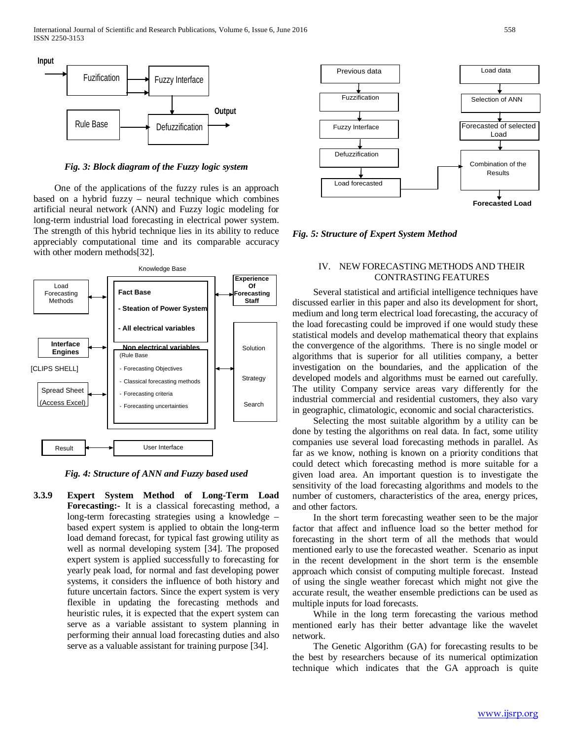*Fig. 3: Block diagram of the Fuzzy logic system*

One of the applications of the fuzzy rules is an approach based on a hybrid fuzzy – neural technique which combines artificial neural network (ANN) and Fuzzy logic modeling for long-term industrial load forecasting in electrical power system. The strength of this hybrid technique lies in its ability to reduce appreciably computational time and its comparable accuracy with other modern methods[32].

*Fig. 4: Structure of ANN and Fuzzy based used*

**3.3.9 Expert System Method of Long-Term Load Forecasting:-** It is a classical forecasting method, a long-term forecasting strategies using a knowledge – based expert system is applied to obtain the long-term load demand forecast, for typical fast growing utility as well as normal developing system [34]. The proposed expert system is applied successfully to forecasting for yearly peak load, for normal and fast developing power systems, it considers the influence of both history and future uncertain factors. Since the expert system is very flexible in updating the forecasting methods and heuristic rules, it is expected that the expert system can serve as a variable assistant to system planning in performing their annual load forecasting duties and also serve as a valuable assistant for training purpose [34].

*Fig. 5: Structure of Expert System Method*

## IV. NEW FORECASTING METHODS AND THEIR CONTRASTING FEATURES

Several statistical and artificial intelligence techniques have discussed earlier in this paper and also its development for short, medium and long term electrical load forecasting, the accuracy of the load forecasting could be improved if one would study these statistical models and develop mathematical theory that explains the convergence of the algorithms. There is no single model or algorithms that is superior for all utilities company, a better investigation on the boundaries, and the application of the developed models and algorithms must be earned out carefully. The utility Company service areas vary differently for the industrial commercial and residential customers, they also vary in geographic, climatologic, economic and social characteristics.

Selecting the most suitable algorithm by a utility can be done by testing the algorithms on real data. In fact, some utility companies use several load forecasting methods in parallel. As far as we know, nothing is known on a priority conditions that could detect which forecasting method is more suitable for a given load area. An important question is to investigate the sensitivity of the load forecasting algorithms and models to the number of customers, characteristics of the area, energy prices, and other factors.

In the short term forecasting weather seen to be the major factor that affect and influence load so the better method for forecasting in the short term of all the methods that would mentioned early to use the forecasted weather. Scenario as input in the recent development in the short term is the ensemble approach which consist of computing multiple forecast. Instead of using the single weather forecast which might not give the accurate result, the weather ensemble predictions can be used as multiple inputs for load forecasts.

While in the long term forecasting the various method mentioned early has their better advantage like the wavelet network.

The Genetic Algorithm (GA) for forecasting results to be the best by researchers because of its numerical optimization technique which indicates that the GA approach is quite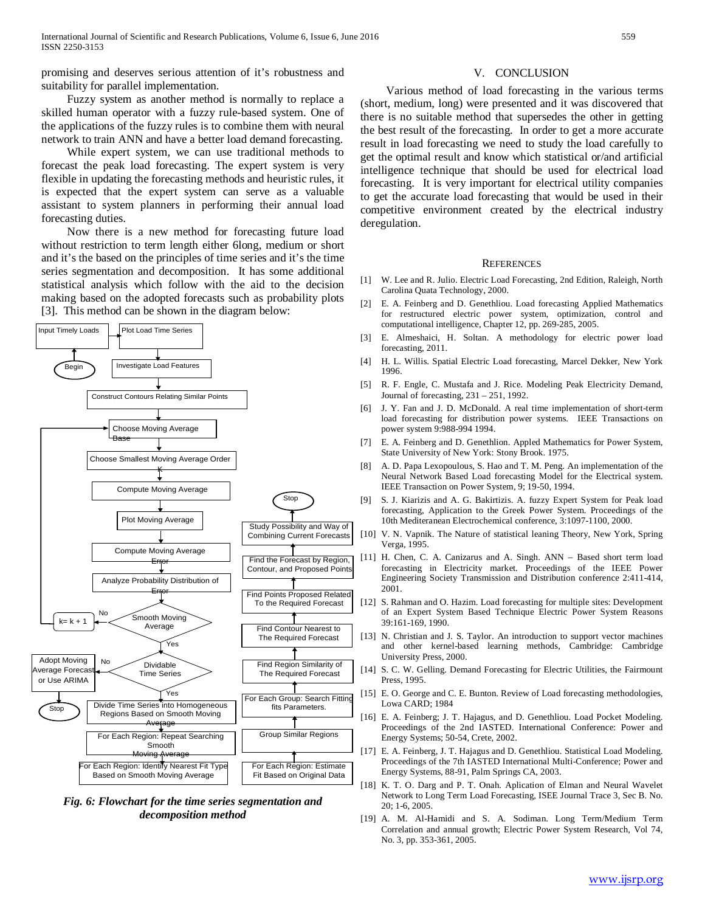promising and deserves serious attention of it's robustness and suitability for parallel implementation.

Fuzzy system as another method is normally to replace a skilled human operator with a fuzzy rule-based system. One of the applications of the fuzzy rules is to combine them with neural network to train ANN and have a better load demand forecasting.

While expert system, we can use traditional methods to forecast the peak load forecasting. The expert system is very flexible in updating the forecasting methods and heuristic rules, it is expected that the expert system can serve as a valuable assistant to system planners in performing their annual load forecasting duties.

Now there is a new method for forecasting future load without restriction to term length either 6long, medium or short and it's the based on the principles of time series and it's the time series segmentation and decomposition. It has some additional statistical analysis which follow with the aid to the decision making based on the adopted forecasts such as probability plots [3]. This method can be shown in the diagram below:

Begin → Input Timely Loads → Plot Load Time Series → Investigate Load Features → Construct Contours Relating Similar Points → Choose Moving Average Base → Choose Smallest Moving Average Order K → Compute Moving Average → Plot Moving Average → Compute Moving Average Error → Analyze Probability Distribution of Error → Smooth Moving Average? (No: k= k + 1, return to Choose Moving Average Base; Yes: continue) → Dividable Time Series? (No: Adopt Moving Average Forecast or Use ARIMA → Stop; Yes: continue) → Divide Time Series into Homogeneous Regions Based on Smooth Moving Average → For Each Region: Repeat Searching Smooth Moving Average → For Each Region: Identify Nearest Fit Type Based on Smooth Moving Average → For Each Region: Estimate Fit Based on Original Data → Group Similar Regions → For Each Group: Search Fitting fits Parameters. → Find Region Similarity of The Required Forecast → Find Contour Nearest to The Required Forecast → Find Points Proposed Related To the Required Forecast → Find the Forecast by Region, Contour, and Proposed Points → Study Possibility and Way of Combining Current Forecasts → Stop

*Fig. 6: Flowchart for the time series segmentation and decomposition method*

## V. CONCLUSION

Various method of load forecasting in the various terms (short, medium, long) were presented and it was discovered that there is no suitable method that supersedes the other in getting the best result of the forecasting. In order to get a more accurate result in load forecasting we need to study the load carefully to get the optimal result and know which statistical or/and artificial intelligence technique that should be used for electrical load forecasting. It is very important for electrical utility companies to get the accurate load forecasting that would be used in their competitive environment created by the electrical industry deregulation.

## REFERENCES

[1] W. Lee and R. Julio. Electric Load Forecasting, 2nd Edition, Raleigh, North Carolina Quata Technology, 2000.

[2] E. A. Feinberg and D. Genethliou. Load forecasting Applied Mathematics for restructured electric power system, optimization, control and computational intelligence, Chapter 12, pp. 269-285, 2005.

[3] E. Almeshaici, H. Soltan. A methodology for electric power load forecasting, 2011.

[4] H. L. Willis. Spatial Electric Load forecasting, Marcel Dekker, New York 1996.

[5] R. F. Engle, C. Mustafa and J. Rice. Modeling Peak Electricity Demand, Journal of forecasting, 231 – 251, 1992.

[6] J. Y. Fan and J. D. McDonald. A real time implementation of short-term load forecasting for distribution power systems. IEEE Transactions on power system 9:988-994 1994.

[7] E. A. Feinberg and D. Genethlion. Appled Mathematics for Power System, State University of New York: Stony Brook. 1975.

[8] A. D. Papa Lexopoulous, S. Hao and T. M. Peng. An implementation of the Neural Network Based Load forecasting Model for the Electrical system. IEEE Transaction on Power System, 9; 19-50, 1994.

[9] S. J. Kiarizis and A. G. Bakirtizis. A. fuzzy Expert System for Peak load forecasting, Application to the Greek Power System. Proceedings of the 10th Mediteranean Electrochemical conference, 3:1097-1100, 2000.

[10] V. N. Vapnik. The Nature of statistical leaning Theory, New York, Spring Verga, 1995.

[11] H. Chen, C. A. Canizarus and A. Singh. ANN – Based short term load forecasting in Electricity market. Proceedings of the IEEE Power Engineering Society Transmission and Distribution conference 2:411-414, 2001.

[12] S. Rahman and O. Hazim. Load forecasting for multiple sites: Development of an Expert System Based Technique Electric Power System Reasons 39:161-169, 1990.

[13] N. Christian and J. S. Taylor. An introduction to support vector machines and other kernel-based learning methods, Cambridge: Cambridge University Press, 2000.

[14] S. C. W. Gelling. Demand Forecasting for Electric Utilities, the Fairmount Press, 1995.

[15] E. O. George and C. E. Bunton. Review of Load forecasting methodologies, Lowa CARD; 1984

[16] E. A. Feinberg; J. T. Hajagus, and D. Genethliou. Load Pocket Modeling. Proceedings of the 2nd IASTED. International Conference: Power and Energy Systems; 50-54, Crete, 2002.

[17] E. A. Feinberg, J. T. Hajagus and D. Genethliou. Statistical Load Modeling. Proceedings of the 7th IASTED International Multi-Conference; Power and Energy Systems, 88-91, Palm Springs CA, 2003.

[18] K. T. O. Darg and P. T. Onah. Aplication of Elman and Neural Wavelet Network to Long Term Load Forecasting, ISEE Journal Trace 3, Sec B. No. 20; 1-6, 2005.

[19] A. M. Al-Hamidi and S. A. Sodiman. Long Term/Medium Term Correlation and annual growth; Electric Power System Research, Vol 74, No. 3, pp. 353-361, 2005.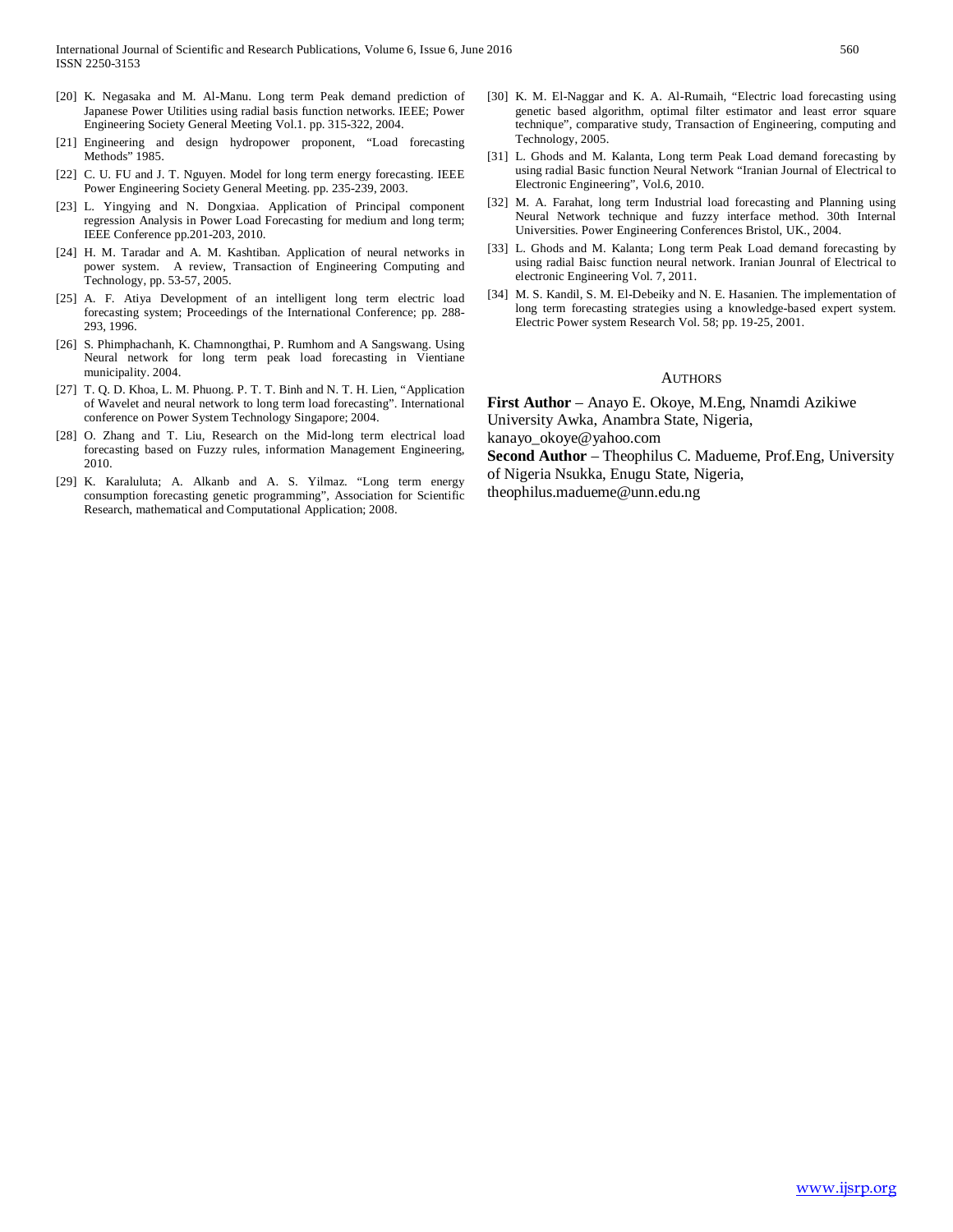[20] K. Negasaka and M. Al-Manu. Long term Peak demand prediction of Japanese Power Utilities using radial basis function networks. IEEE; Power Engineering Society General Meeting Vol.1. pp. 315-322, 2004.

[21] Engineering and design hydropower proponent, "Load forecasting Methods" 1985.

[22] C. U. FU and J. T. Nguyen. Model for long term energy forecasting. IEEE Power Engineering Society General Meeting. pp. 235-239, 2003.

[23] L. Yingying and N. Dongxiaa. Application of Principal component regression Analysis in Power Load Forecasting for medium and long term; IEEE Conference pp.201-203, 2010.

[24] H. M. Taradar and A. M. Kashtiban. Application of neural networks in power system. A review, Transaction of Engineering Computing and Technology, pp. 53-57, 2005.

[25] A. F. Atiya Development of an intelligent long term electric load forecasting system; Proceedings of the International Conference; pp. 288-293, 1996.

[26] S. Phimphachanh, K. Chamnongthai, P. Rumhom and A Sangswang. Using Neural network for long term peak load forecasting in Vientiane municipality. 2004.

[27] T. Q. D. Khoa, L. M. Phuong. P. T. T. Binh and N. T. H. Lien, "Application of Wavelet and neural network to long term load forecasting". International conference on Power System Technology Singapore; 2004.

[28] O. Zhang and T. Liu, Research on the Mid-long term electrical load forecasting based on Fuzzy rules, information Management Engineering, 2010.

[29] K. Karaluluta; A. Alkanb and A. S. Yilmaz. "Long term energy consumption forecasting genetic programming", Association for Scientific Research, mathematical and Computational Application; 2008.

[30] K. M. El-Naggar and K. A. Al-Rumaih, "Electric load forecasting using genetic based algorithm, optimal filter estimator and least error square technique", comparative study, Transaction of Engineering, computing and Technology, 2005.

[31] L. Ghods and M. Kalanta, Long term Peak Load demand forecasting by using radial Basic function Neural Network "Iranian Journal of Electrical to Electronic Engineering", Vol.6, 2010.

[32] M. A. Farahat, long term Industrial load forecasting and Planning using Neural Network technique and fuzzy interface method. 30th Internal Universities. Power Engineering Conferences Bristol, UK., 2004.

[33] L. Ghods and M. Kalanta; Long term Peak Load demand forecasting by using radial Baisc function neural network. Iranian Jounral of Electrical to electronic Engineering Vol. 7, 2011.

[34] M. S. Kandil, S. M. El-Debeiky and N. E. Hasanien. The implementation of long term forecasting strategies using a knowledge-based expert system. Electric Power system Research Vol. 58; pp. 19-25, 2001.

## Authors

**First Author** – Anayo E. Okoye, M.Eng, Nnamdi Azikiwe University Awka, Anambra State, Nigeria, kanayo_okoye@yahoo.com

**Second Author** – Theophilus C. Madueme, Prof.Eng, University of Nigeria Nsukka, Enugu State, Nigeria, theophilus.madueme@unn.edu.ng